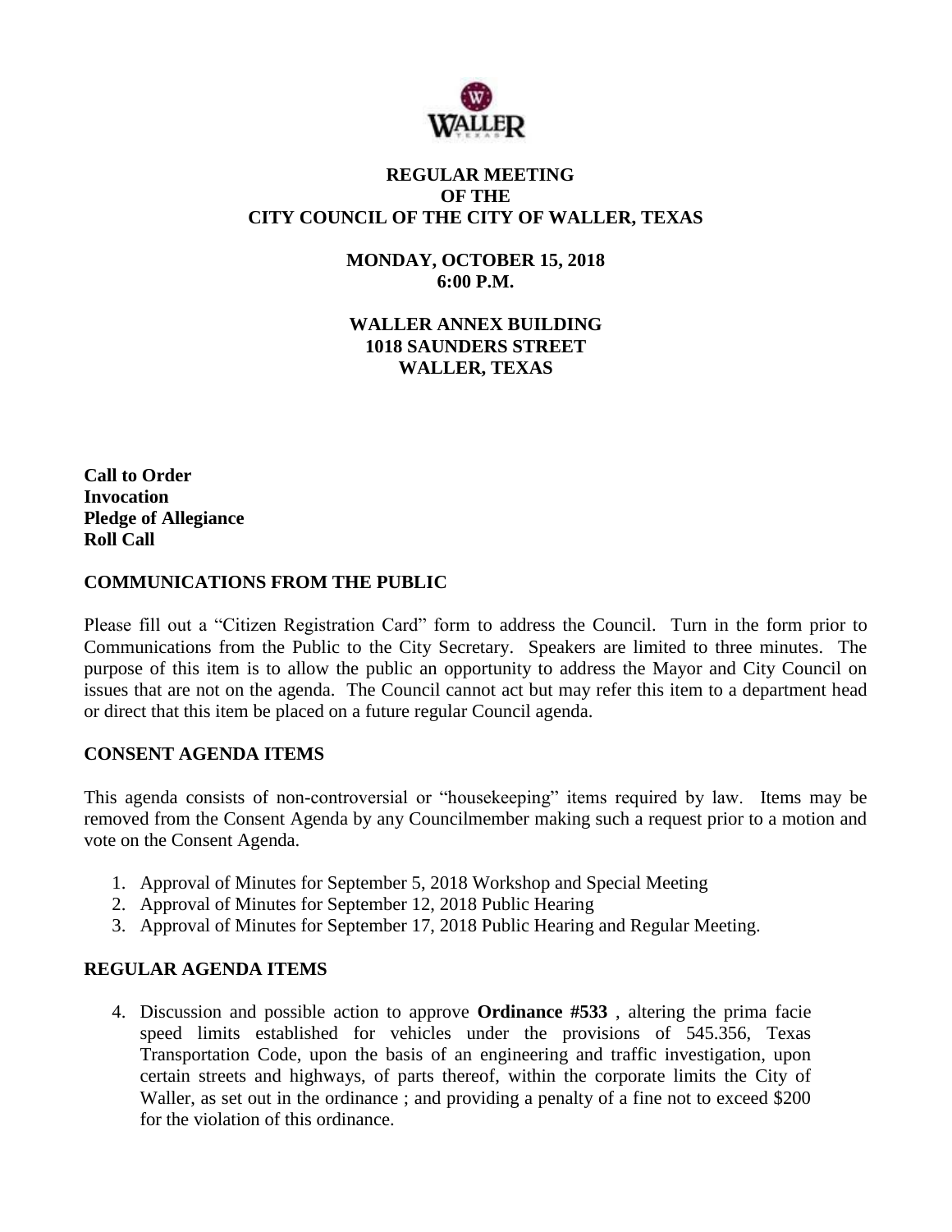# REGULAR MEETING
# OF THE
# CITY COUNCIL OF THE CITY OF WALLER, TEXAS

**MONDAY, OCTOBER 15, 2018**
**6:00 P.M.**

**WALLER ANNEX BUILDING**
**1018 SAUNDERS STREET**
**WALLER, TEXAS**

**Call to Order**
**Invocation**
**Pledge of Allegiance**
**Roll Call**

## COMMUNICATIONS FROM THE PUBLIC

Please fill out a "Citizen Registration Card" form to address the Council. Turn in the form prior to Communications from the Public to the City Secretary. Speakers are limited to three minutes. The purpose of this item is to allow the public an opportunity to address the Mayor and City Council on issues that are not on the agenda. The Council cannot act but may refer this item to a department head or direct that this item be placed on a future regular Council agenda.

## CONSENT AGENDA ITEMS

This agenda consists of non-controversial or "housekeeping" items required by law. Items may be removed from the Consent Agenda by any Councilmember making such a request prior to a motion and vote on the Consent Agenda.

1. Approval of Minutes for September 5, 2018 Workshop and Special Meeting
2. Approval of Minutes for September 12, 2018 Public Hearing
3. Approval of Minutes for September 17, 2018 Public Hearing and Regular Meeting.

## REGULAR AGENDA ITEMS

4. Discussion and possible action to approve **Ordinance #533** , altering the prima facie speed limits established for vehicles under the provisions of 545.356, Texas Transportation Code, upon the basis of an engineering and traffic investigation, upon certain streets and highways, of parts thereof, within the corporate limits the City of Waller, as set out in the ordinance ; and providing a penalty of a fine not to exceed $200 for the violation of this ordinance.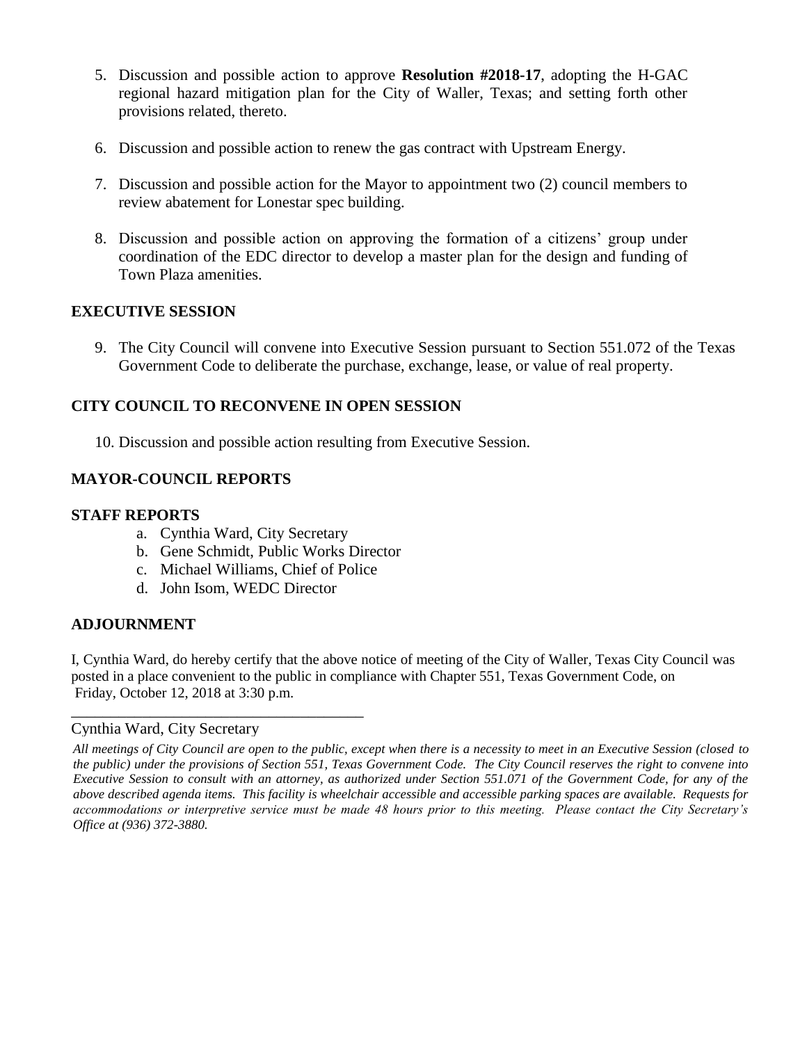5. Discussion and possible action to approve **Resolution #2018-17**, adopting the H-GAC regional hazard mitigation plan for the City of Waller, Texas; and setting forth other provisions related, thereto.

6. Discussion and possible action to renew the gas contract with Upstream Energy.

7. Discussion and possible action for the Mayor to appointment two (2) council members to review abatement for Lonestar spec building.

8. Discussion and possible action on approving the formation of a citizens' group under coordination of the EDC director to develop a master plan for the design and funding of Town Plaza amenities.

## EXECUTIVE SESSION

9. The City Council will convene into Executive Session pursuant to Section 551.072 of the Texas Government Code to deliberate the purchase, exchange, lease, or value of real property.

## CITY COUNCIL TO RECONVENE IN OPEN SESSION

10. Discussion and possible action resulting from Executive Session.

## MAYOR-COUNCIL REPORTS

## STAFF REPORTS

a. Cynthia Ward, City Secretary
b. Gene Schmidt, Public Works Director
c. Michael Williams, Chief of Police
d. John Isom, WEDC Director

## ADJOURNMENT

I, Cynthia Ward, do hereby certify that the above notice of meeting of the City of Waller, Texas City Council was posted in a place convenient to the public in compliance with Chapter 551, Texas Government Code, on Friday, October 12, 2018 at 3:30 p.m.

\_\_\_\_\_\_\_\_\_\_\_\_\_\_\_\_\_\_\_\_\_\_\_\_\_\_\_\_\_\_\_\_\_\_\_\_\_\_\_\_

Cynthia Ward, City Secretary

*All meetings of City Council are open to the public, except when there is a necessity to meet in an Executive Session (closed to the public) under the provisions of Section 551, Texas Government Code. The City Council reserves the right to convene into Executive Session to consult with an attorney, as authorized under Section 551.071 of the Government Code, for any of the above described agenda items. This facility is wheelchair accessible and accessible parking spaces are available. Requests for accommodations or interpretive service must be made 48 hours prior to this meeting. Please contact the City Secretary's Office at (936) 372-3880.*